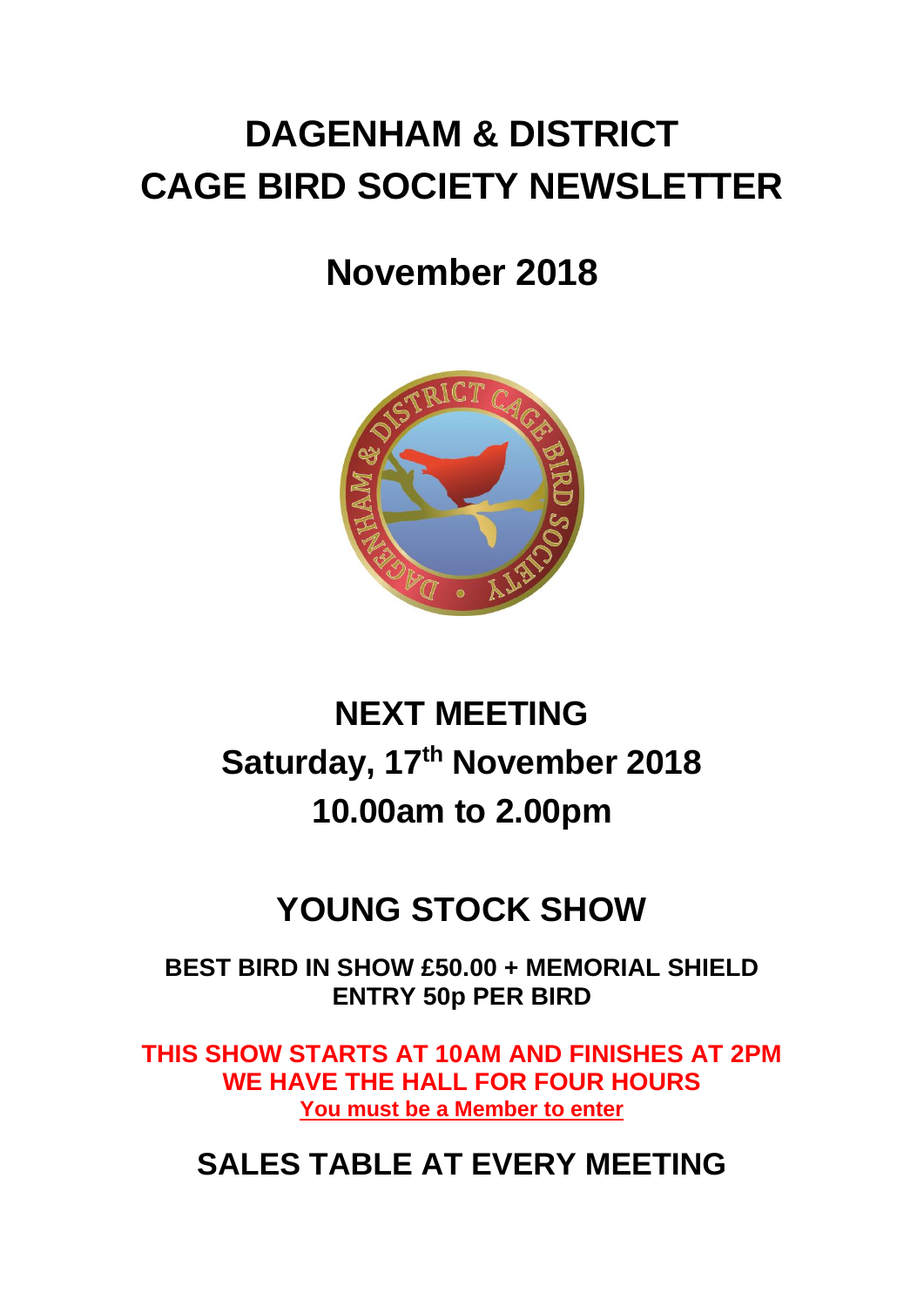# DAGENHAM & DISTRICT CAGE BIRD SOCIETY NEWSLETTER

## November 2018

## NEXT MEETING
## Saturday, 17th November 2018
## 10.00am to 2.00pm

## YOUNG STOCK SHOW

**BEST BIRD IN SHOW £50.00 + MEMORIAL SHIELD**
**ENTRY 50p PER BIRD**

**THIS SHOW STARTS AT 10AM AND FINISHES AT 2PM**
**WE HAVE THE HALL FOR FOUR HOURS**
**You must be a Member to enter**

## SALES TABLE AT EVERY MEETING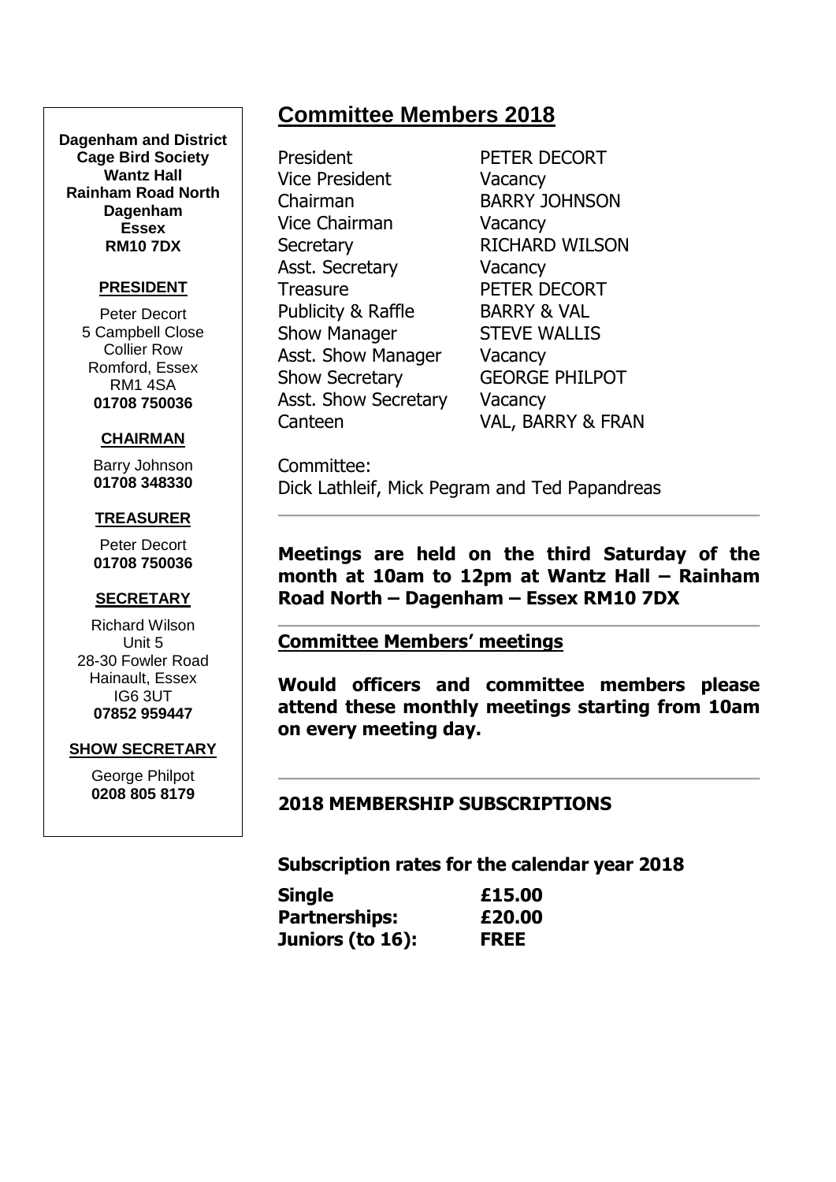**Dagenham and District Cage Bird Society**
**Wantz Hall**
**Rainham Road North**
**Dagenham**
**Essex**
**RM10 7DX**

**PRESIDENT**

Peter Decort
5 Campbell Close
Collier Row
Romford, Essex
RM1 4SA
**01708 750036**

**CHAIRMAN**

Barry Johnson
**01708 348330**

**TREASURER**

Peter Decort
**01708 750036**

**SECRETARY**

Richard Wilson
Unit 5
28-30 Fowler Road
Hainault, Essex
IG6 3UT
**07852 959447**

**SHOW SECRETARY**

George Philpot
**0208 805 8179**

## Committee Members 2018

| | |
|---|---|
| President | PETER DECORT |
| Vice President | Vacancy |
| Chairman | BARRY JOHNSON |
| Vice Chairman | Vacancy |
| Secretary | RICHARD WILSON |
| Asst. Secretary | Vacancy |
| Treasure | PETER DECORT |
| Publicity & Raffle | BARRY & VAL |
| Show Manager | STEVE WALLIS |
| Asst. Show Manager | Vacancy |
| Show Secretary | GEORGE PHILPOT |
| Asst. Show Secretary | Vacancy |
| Canteen | VAL, BARRY & FRAN |

Committee:
Dick Lathleif, Mick Pegram and Ted Papandreas

---

**Meetings are held on the third Saturday of the month at 10am to 12pm at Wantz Hall – Rainham Road North – Dagenham – Essex RM10 7DX**

---

**Committee Members' meetings**

**Would officers and committee members please attend these monthly meetings starting from 10am on every meeting day.**

---

**2018 MEMBERSHIP SUBSCRIPTIONS**

**Subscription rates for the calendar year 2018**

| | |
|---|---|
| **Single** | **£15.00** |
| **Partnerships:** | **£20.00** |
| **Juniors (to 16):** | **FREE** |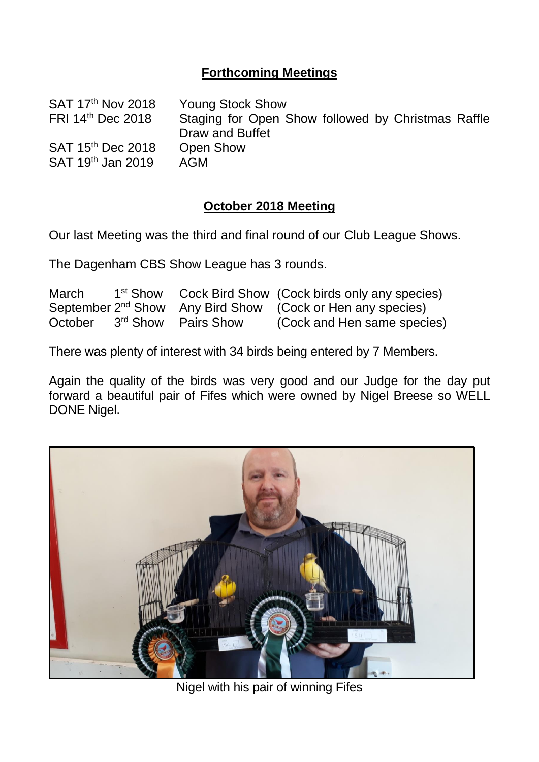## Forthcoming Meetings

| | |
|---|---|
| SAT 17th Nov 2018 | Young Stock Show |
| FRI 14th Dec 2018 | Staging for Open Show followed by Christmas Raffle Draw and Buffet |
| SAT 15th Dec 2018 | Open Show |
| SAT 19th Jan 2019 | AGM |

## October 2018 Meeting

Our last Meeting was the third and final round of our Club League Shows.

The Dagenham CBS Show League has 3 rounds.

| | | | |
|---|---|---|---|
| March | 1st Show | Cock Bird Show | (Cock birds only any species) |
| September | 2nd Show | Any Bird Show | (Cock or Hen any species) |
| October | 3rd Show | Pairs Show | (Cock and Hen same species) |

There was plenty of interest with 34 birds being entered by 7 Members.

Again the quality of the birds was very good and our Judge for the day put forward a beautiful pair of Fifes which were owned by Nigel Breese so WELL DONE Nigel.

Nigel with his pair of winning Fifes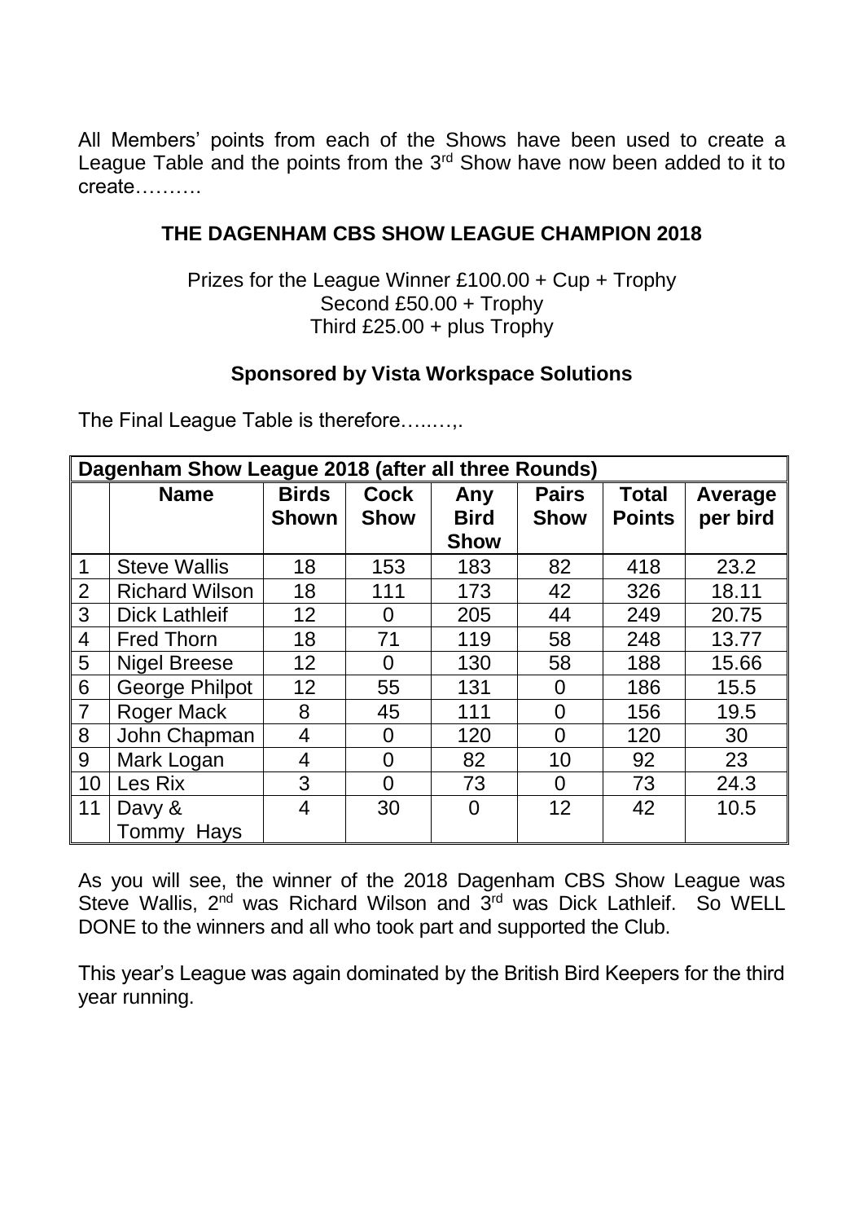All Members' points from each of the Shows have been used to create a League Table and the points from the 3rd Show have now been added to it to create……….

**THE DAGENHAM CBS SHOW LEAGUE CHAMPION 2018**

Prizes for the League Winner £100.00 + Cup + Trophy
Second £50.00 + Trophy
Third £25.00 + plus Trophy

**Sponsored by Vista Workspace Solutions**

The Final League Table is therefore…..…,.

| Dagenham Show League 2018 (after all three Rounds) | | | | | | | |
|---|---|---|---|---|---|---|---|
| | **Name** | **Birds Shown** | **Cock Show** | **Any Bird Show** | **Pairs Show** | **Total Points** | **Average per bird** |
| 1 | Steve Wallis | 18 | 153 | 183 | 82 | 418 | 23.2 |
| 2 | Richard Wilson | 18 | 111 | 173 | 42 | 326 | 18.11 |
| 3 | Dick Lathleif | 12 | 0 | 205 | 44 | 249 | 20.75 |
| 4 | Fred Thorn | 18 | 71 | 119 | 58 | 248 | 13.77 |
| 5 | Nigel Breese | 12 | 0 | 130 | 58 | 188 | 15.66 |
| 6 | George Philpot | 12 | 55 | 131 | 0 | 186 | 15.5 |
| 7 | Roger Mack | 8 | 45 | 111 | 0 | 156 | 19.5 |
| 8 | John Chapman | 4 | 0 | 120 | 0 | 120 | 30 |
| 9 | Mark Logan | 4 | 0 | 82 | 10 | 92 | 23 |
| 10 | Les Rix | 3 | 0 | 73 | 0 | 73 | 24.3 |
| 11 | Davy & Tommy Hays | 4 | 30 | 0 | 12 | 42 | 10.5 |

As you will see, the winner of the 2018 Dagenham CBS Show League was Steve Wallis, 2nd was Richard Wilson and 3rd was Dick Lathleif. So WELL DONE to the winners and all who took part and supported the Club.

This year's League was again dominated by the British Bird Keepers for the third year running.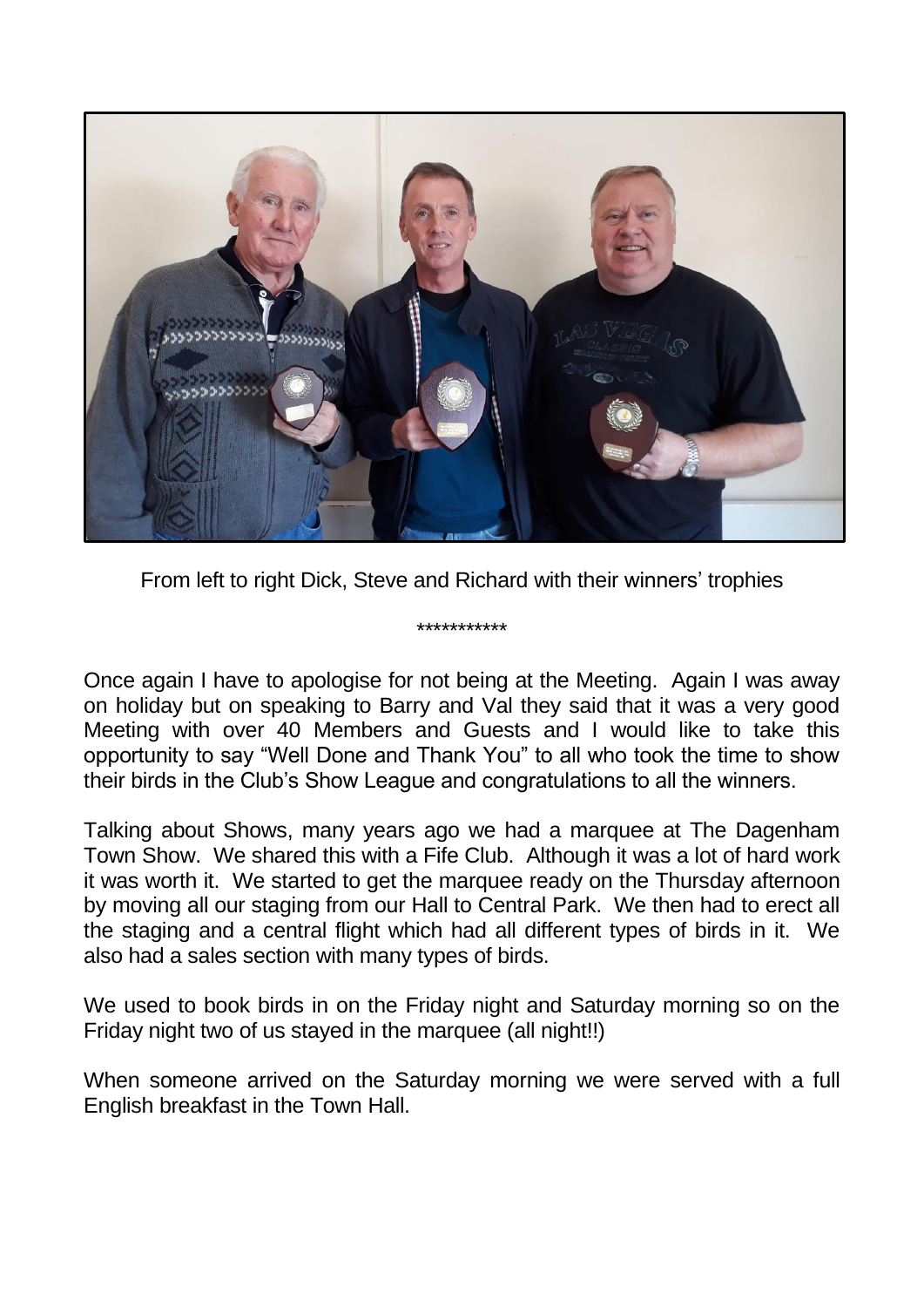From left to right Dick, Steve and Richard with their winners' trophies

***********

Once again I have to apologise for not being at the Meeting. Again I was away on holiday but on speaking to Barry and Val they said that it was a very good Meeting with over 40 Members and Guests and I would like to take this opportunity to say "Well Done and Thank You" to all who took the time to show their birds in the Club's Show League and congratulations to all the winners.

Talking about Shows, many years ago we had a marquee at The Dagenham Town Show. We shared this with a Fife Club. Although it was a lot of hard work it was worth it. We started to get the marquee ready on the Thursday afternoon by moving all our staging from our Hall to Central Park. We then had to erect all the staging and a central flight which had all different types of birds in it. We also had a sales section with many types of birds.

We used to book birds in on the Friday night and Saturday morning so on the Friday night two of us stayed in the marquee (all night!!)

When someone arrived on the Saturday morning we were served with a full English breakfast in the Town Hall.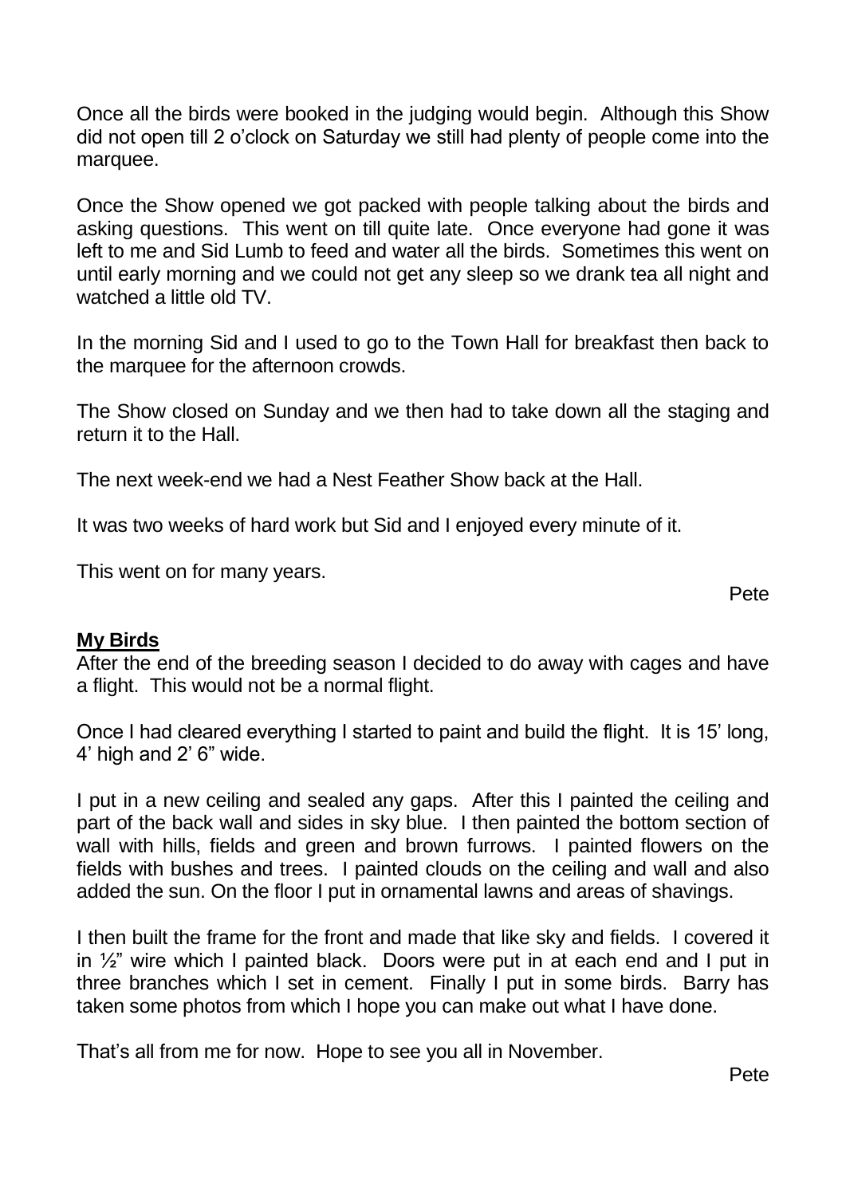Once all the birds were booked in the judging would begin. Although this Show did not open till 2 o'clock on Saturday we still had plenty of people come into the marquee.

Once the Show opened we got packed with people talking about the birds and asking questions. This went on till quite late. Once everyone had gone it was left to me and Sid Lumb to feed and water all the birds. Sometimes this went on until early morning and we could not get any sleep so we drank tea all night and watched a little old TV.

In the morning Sid and I used to go to the Town Hall for breakfast then back to the marquee for the afternoon crowds.

The Show closed on Sunday and we then had to take down all the staging and return it to the Hall.

The next week-end we had a Nest Feather Show back at the Hall.

It was two weeks of hard work but Sid and I enjoyed every minute of it.

This went on for many years.

Pete

## **My Birds**

After the end of the breeding season I decided to do away with cages and have a flight. This would not be a normal flight.

Once I had cleared everything I started to paint and build the flight. It is 15' long, 4' high and 2' 6" wide.

I put in a new ceiling and sealed any gaps. After this I painted the ceiling and part of the back wall and sides in sky blue. I then painted the bottom section of wall with hills, fields and green and brown furrows. I painted flowers on the fields with bushes and trees. I painted clouds on the ceiling and wall and also added the sun. On the floor I put in ornamental lawns and areas of shavings.

I then built the frame for the front and made that like sky and fields. I covered it in ½" wire which I painted black. Doors were put in at each end and I put in three branches which I set in cement. Finally I put in some birds. Barry has taken some photos from which I hope you can make out what I have done.

That's all from me for now. Hope to see you all in November.

Pete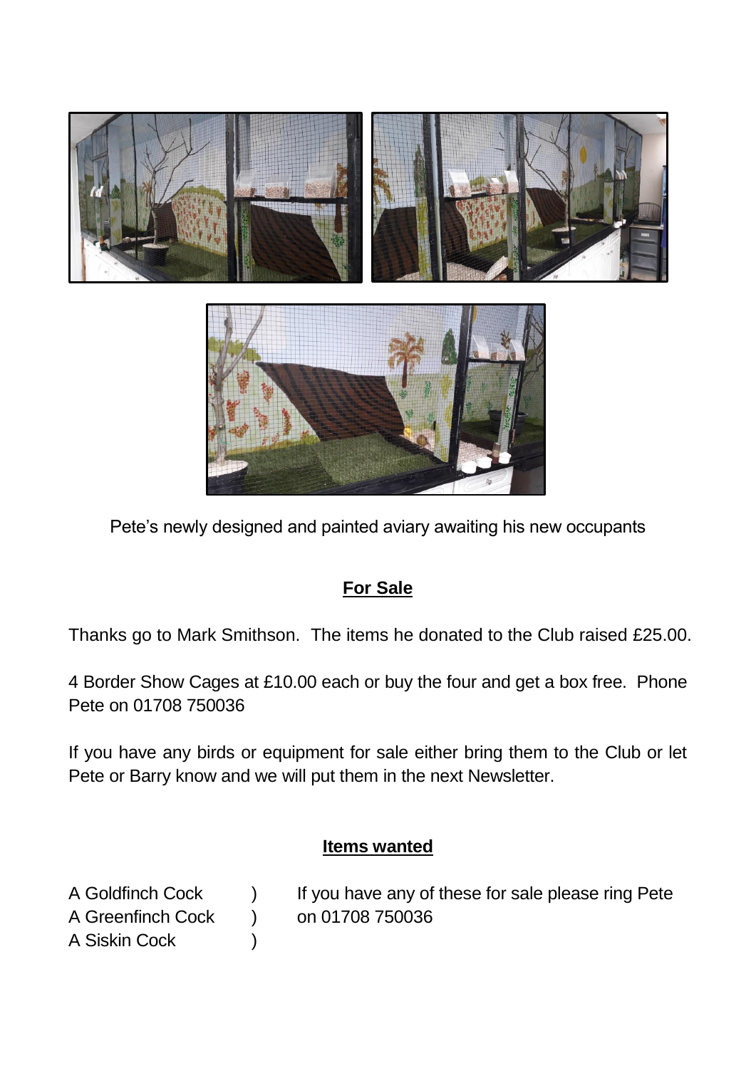Pete's newly designed and painted aviary awaiting his new occupants

## For Sale

Thanks go to Mark Smithson. The items he donated to the Club raised £25.00.

4 Border Show Cages at £10.00 each or buy the four and get a box free. Phone Pete on 01708 750036

If you have any birds or equipment for sale either bring them to the Club or let Pete or Barry know and we will put them in the next Newsletter.

## Items wanted

A Goldfinch Cock )
A Greenfinch Cock )
A Siskin Cock )

If you have any of these for sale please ring Pete on 01708 750036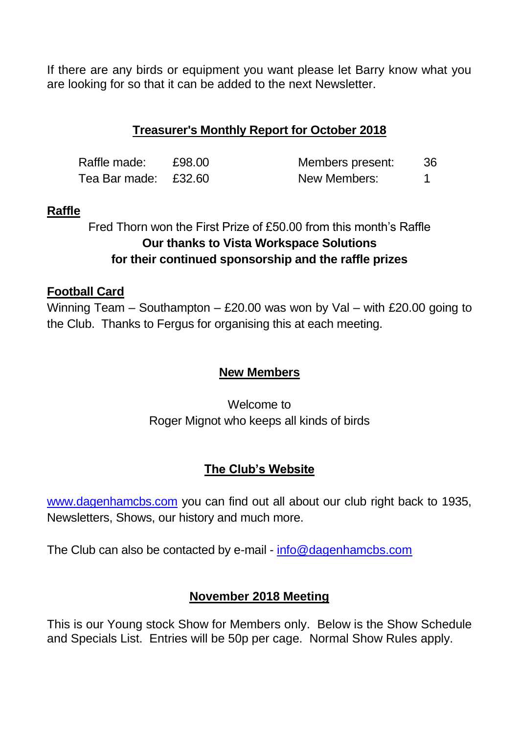If there are any birds or equipment you want please let Barry know what you are looking for so that it can be added to the next Newsletter.

## Treasurer's Monthly Report for October 2018

| | | | |
|---|---|---|---|
| Raffle made: | £98.00 | Members present: | 36 |
| Tea Bar made: | £32.60 | New Members: | 1 |

## Raffle

Fred Thorn won the First Prize of £50.00 from this month's Raffle

**Our thanks to Vista Workspace Solutions**
**for their continued sponsorship and the raffle prizes**

## Football Card

Winning Team – Southampton – £20.00 was won by Val – with £20.00 going to the Club. Thanks to Fergus for organising this at each meeting.

## New Members

Welcome to
Roger Mignot who keeps all kinds of birds

## The Club's Website

www.dagenhamcbs.com you can find out all about our club right back to 1935, Newsletters, Shows, our history and much more.

The Club can also be contacted by e-mail - info@dagenhamcbs.com

## November 2018 Meeting

This is our Young stock Show for Members only. Below is the Show Schedule and Specials List. Entries will be 50p per cage. Normal Show Rules apply.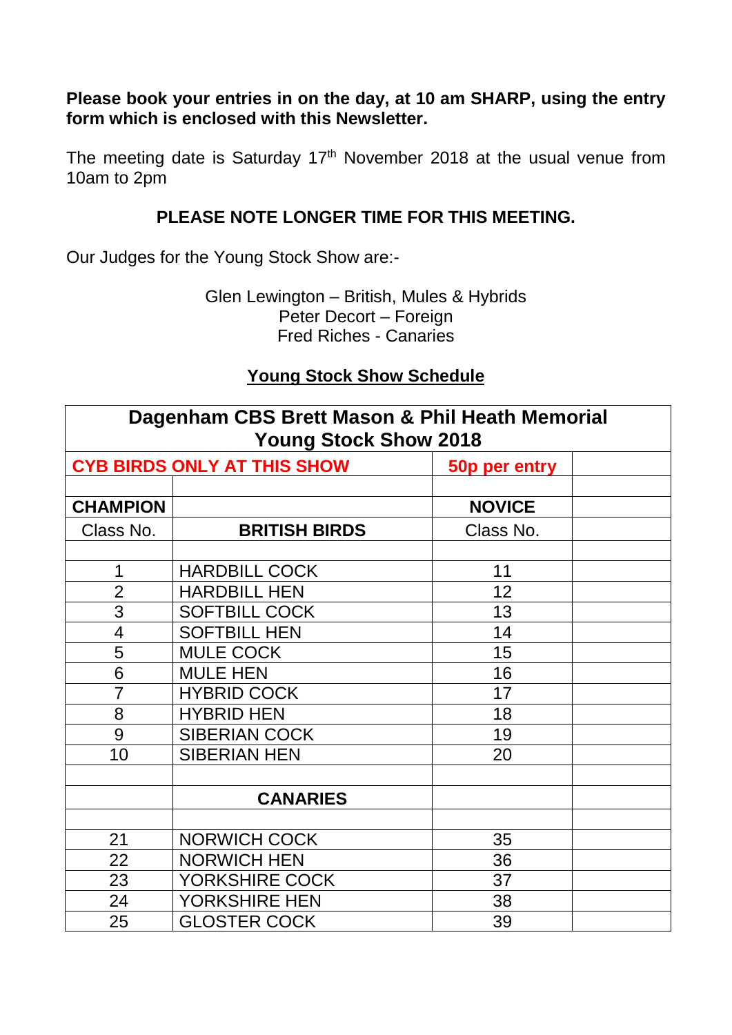**Please book your entries in on the day, at 10 am SHARP, using the entry form which is enclosed with this Newsletter.**

The meeting date is Saturday 17th November 2018 at the usual venue from 10am to 2pm

**PLEASE NOTE LONGER TIME FOR THIS MEETING.**

Our Judges for the Young Stock Show are:-

Glen Lewington – British, Mules & Hybrids
Peter Decort – Foreign
Fred Riches - Canaries

**Young Stock Show Schedule**

| **Dagenham CBS Brett Mason & Phil Heath Memorial Young Stock Show 2018** | | | |
|---|---|---|---|
| **CYB BIRDS ONLY AT THIS SHOW** | | **50p per entry** | |
| | | | |
| **CHAMPION** | | **NOVICE** | |
| Class No. | **BRITISH BIRDS** | Class No. | |
| | | | |
| 1 | HARDBILL COCK | 11 | |
| 2 | HARDBILL HEN | 12 | |
| 3 | SOFTBILL COCK | 13 | |
| 4 | SOFTBILL HEN | 14 | |
| 5 | MULE COCK | 15 | |
| 6 | MULE HEN | 16 | |
| 7 | HYBRID COCK | 17 | |
| 8 | HYBRID HEN | 18 | |
| 9 | SIBERIAN COCK | 19 | |
| 10 | SIBERIAN HEN | 20 | |
| | | | |
| | **CANARIES** | | |
| | | | |
| 21 | NORWICH COCK | 35 | |
| 22 | NORWICH HEN | 36 | |
| 23 | YORKSHIRE COCK | 37 | |
| 24 | YORKSHIRE HEN | 38 | |
| 25 | GLOSTER COCK | 39 | |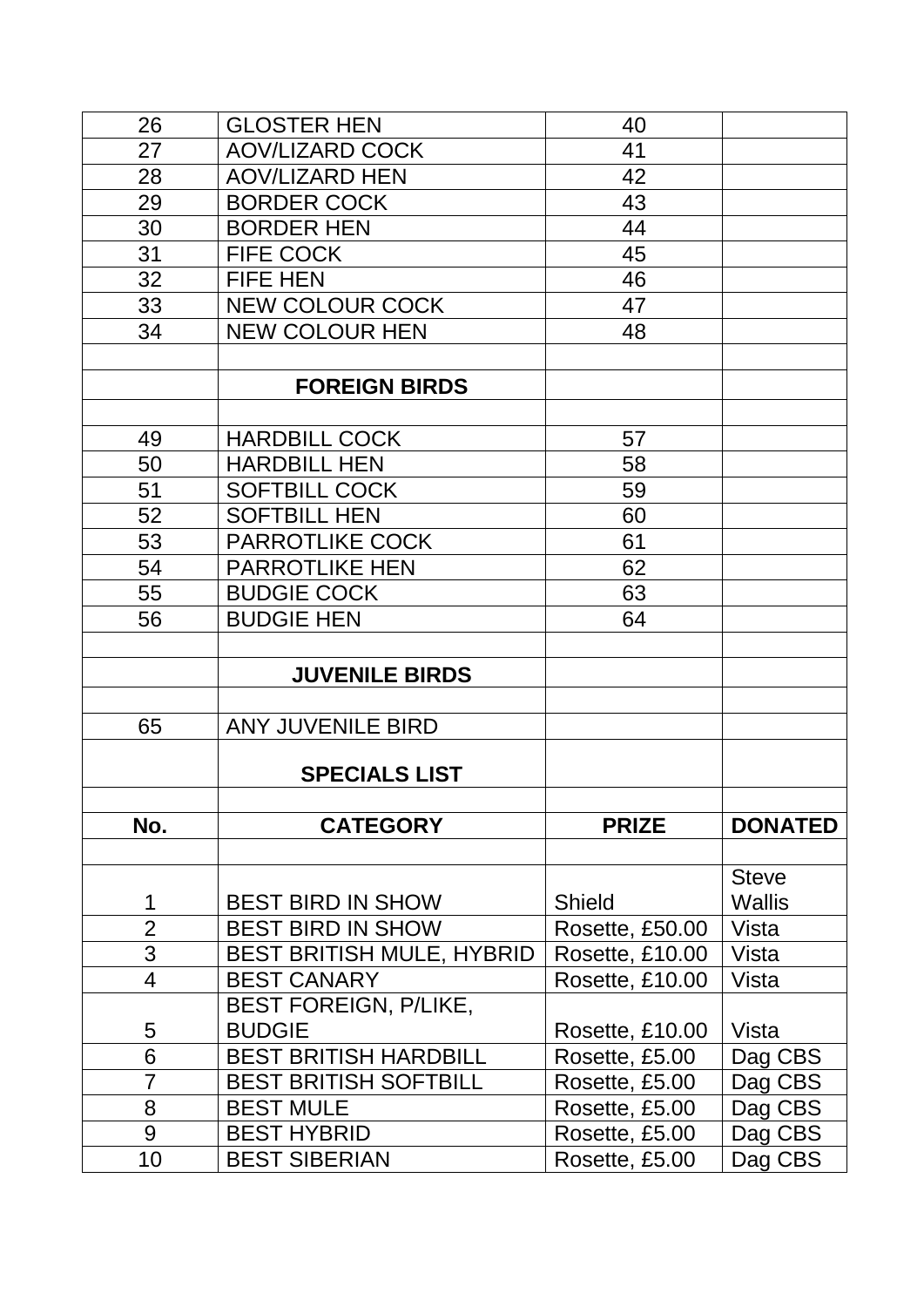| | | | |
|---|---|---|---|
| 26 | GLOSTER HEN | 40 | |
| 27 | AOV/LIZARD COCK | 41 | |
| 28 | AOV/LIZARD HEN | 42 | |
| 29 | BORDER COCK | 43 | |
| 30 | BORDER HEN | 44 | |
| 31 | FIFE COCK | 45 | |
| 32 | FIFE HEN | 46 | |
| 33 | NEW COLOUR COCK | 47 | |
| 34 | NEW COLOUR HEN | 48 | |
| | | | |
| | **FOREIGN BIRDS** | | |
| | | | |
| 49 | HARDBILL COCK | 57 | |
| 50 | HARDBILL HEN | 58 | |
| 51 | SOFTBILL COCK | 59 | |
| 52 | SOFTBILL HEN | 60 | |
| 53 | PARROTLIKE COCK | 61 | |
| 54 | PARROTLIKE HEN | 62 | |
| 55 | BUDGIE COCK | 63 | |
| 56 | BUDGIE HEN | 64 | |
| | | | |
| | **JUVENILE BIRDS** | | |
| | | | |
| 65 | ANY JUVENILE BIRD | | |
| | **SPECIALS LIST** | | |
| | | | |
| **No.** | **CATEGORY** | **PRIZE** | **DONATED** |
| | | | |
| 1 | BEST BIRD IN SHOW | Shield | Steve Wallis |
| 2 | BEST BIRD IN SHOW | Rosette, £50.00 | Vista |
| 3 | BEST BRITISH MULE, HYBRID | Rosette, £10.00 | Vista |
| 4 | BEST CANARY | Rosette, £10.00 | Vista |
| 5 | BEST FOREIGN, P/LIKE, BUDGIE | Rosette, £10.00 | Vista |
| 6 | BEST BRITISH HARDBILL | Rosette, £5.00 | Dag CBS |
| 7 | BEST BRITISH SOFTBILL | Rosette, £5.00 | Dag CBS |
| 8 | BEST MULE | Rosette, £5.00 | Dag CBS |
| 9 | BEST HYBRID | Rosette, £5.00 | Dag CBS |
| 10 | BEST SIBERIAN | Rosette, £5.00 | Dag CBS |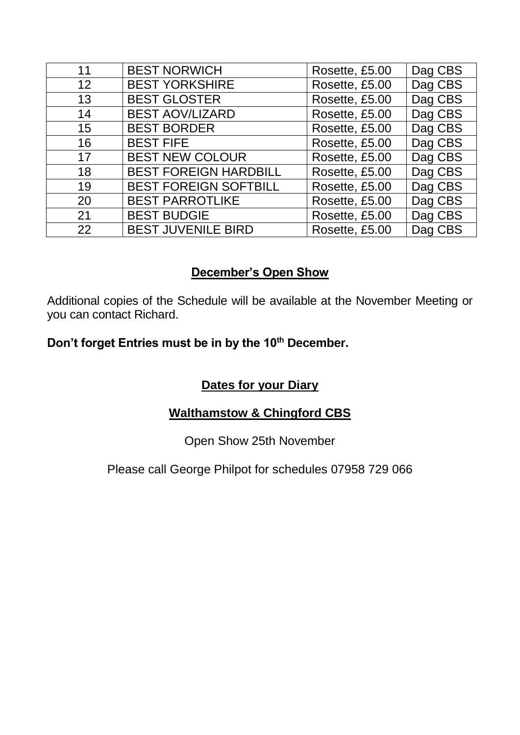| 11 | BEST NORWICH | Rosette, £5.00 | Dag CBS |
|---|---|---|---|
| 12 | BEST YORKSHIRE | Rosette, £5.00 | Dag CBS |
| 13 | BEST GLOSTER | Rosette, £5.00 | Dag CBS |
| 14 | BEST AOV/LIZARD | Rosette, £5.00 | Dag CBS |
| 15 | BEST BORDER | Rosette, £5.00 | Dag CBS |
| 16 | BEST FIFE | Rosette, £5.00 | Dag CBS |
| 17 | BEST NEW COLOUR | Rosette, £5.00 | Dag CBS |
| 18 | BEST FOREIGN HARDBILL | Rosette, £5.00 | Dag CBS |
| 19 | BEST FOREIGN SOFTBILL | Rosette, £5.00 | Dag CBS |
| 20 | BEST PARROTLIKE | Rosette, £5.00 | Dag CBS |
| 21 | BEST BUDGIE | Rosette, £5.00 | Dag CBS |
| 22 | BEST JUVENILE BIRD | Rosette, £5.00 | Dag CBS |

## December's Open Show

Additional copies of the Schedule will be available at the November Meeting or you can contact Richard.

**Don't forget Entries must be in by the 10th December.**

## Dates for your Diary

### Walthamstow & Chingford CBS

Open Show 25th November

Please call George Philpot for schedules 07958 729 066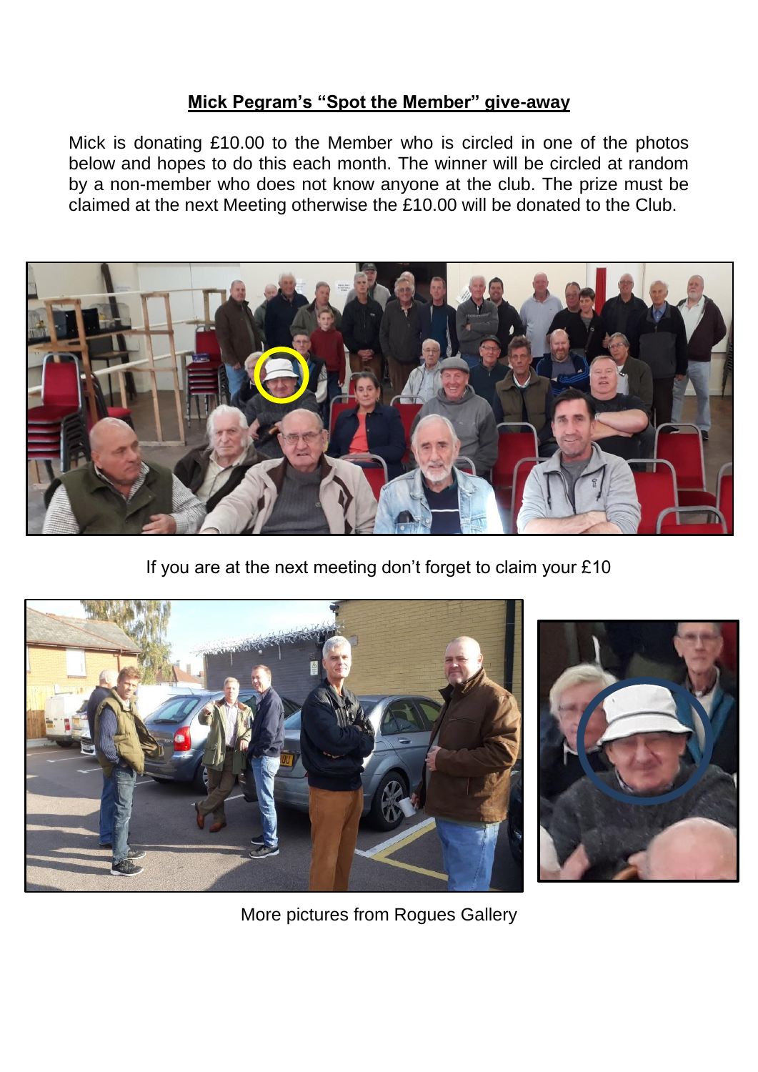## Mick Pegram's "Spot the Member" give-away

Mick is donating £10.00 to the Member who is circled in one of the photos below and hopes to do this each month. The winner will be circled at random by a non-member who does not know anyone at the club. The prize must be claimed at the next Meeting otherwise the £10.00 will be donated to the Club.

If you are at the next meeting don't forget to claim your £10

More pictures from Rogues Gallery